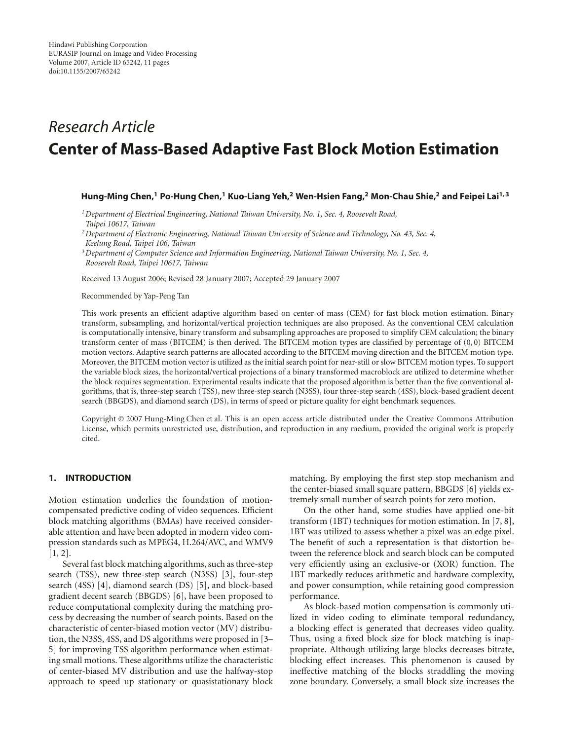*Research Article*

# Center of Mass-Based Adaptive Fast Block Motion Estimation

**Hung-Ming Chen,[1] Po-Hung Chen,[1] Kuo-Liang Yeh,[2] Wen-Hsien Fang,[2] Mon-Chau Shie,[2] and Feipei Lai[1, 3]**

[1] *Department of Electrical Engineering, National Taiwan University, No. 1, Sec. 4, Roosevelt Road, Taipei 10617, Taiwan*

[2] *Department of Electronic Engineering, National Taiwan University of Science and Technology, No. 43, Sec. 4, Keelung Road, Taipei 106, Taiwan*

[3] *Department of Computer Science and Information Engineering, National Taiwan University, No. 1, Sec. 4, Roosevelt Road, Taipei 10617, Taiwan*

Received 13 August 2006; Revised 28 January 2007; Accepted 29 January 2007

Recommended by Yap-Peng Tan

This work presents an efficient adaptive algorithm based on center of mass (CEM) for fast block motion estimation. Binary transform, subsampling, and horizontal/vertical projection techniques are also proposed. As the conventional CEM calculation is computationally intensive, binary transform and subsampling approaches are proposed to simplify CEM calculation; the binary transform center of mass (BITCEM) is then derived. The BITCEM motion types are classified by percentage of $(0, 0)$ BITCEM motion vectors. Adaptive search patterns are allocated according to the BITCEM moving direction and the BITCEM motion type. Moreover, the BITCEM motion vector is utilized as the initial search point for near-still or slow BITCEM motion types. To support the variable block sizes, the horizontal/vertical projections of a binary transformed macroblock are utilized to determine whether the block requires segmentation. Experimental results indicate that the proposed algorithm is better than the five conventional algorithms, that is, three-step search (TSS), new three-step search (N3SS), four three-step search (4SS), block-based gradient decent search (BBGDS), and diamond search (DS), in terms of speed or picture quality for eight benchmark sequences.

Copyright © 2007 Hung-Ming Chen et al. This is an open access article distributed under the Creative Commons Attribution License, which permits unrestricted use, distribution, and reproduction in any medium, provided the original work is properly cited.

## 1. INTRODUCTION

Motion estimation underlies the foundation of motion-compensated predictive coding of video sequences. Efficient block matching algorithms (BMAs) have received considerable attention and have been adopted in modern video compression standards such as MPEG4, H.264/AVC, and WMV9 [1, 2].

Several fast block matching algorithms, such as three-step search (TSS), new three-step search (N3SS) [3], four-step search (4SS) [4], diamond search (DS) [5], and block-based gradient decent search (BBGDS) [6], have been proposed to reduce computational complexity during the matching process by decreasing the number of search points. Based on the characteristic of center-biased motion vector (MV) distribution, the N3SS, 4SS, and DS algorithms were proposed in [3–5] for improving TSS algorithm performance when estimating small motions. These algorithms utilize the characteristic of center-biased MV distribution and use the halfway-stop approach to speed up stationary or quasistationary block matching. By employing the first step stop mechanism and the center-biased small square pattern, BBGDS [6] yields extremely small number of search points for zero motion.

On the other hand, some studies have applied one-bit transform (1BT) techniques for motion estimation. In [7, 8], 1BT was utilized to assess whether a pixel was an edge pixel. The benefit of such a representation is that distortion between the reference block and search block can be computed very efficiently using an exclusive-or (XOR) function. The 1BT markedly reduces arithmetic and hardware complexity, and power consumption, while retaining good compression performance.

As block-based motion compensation is commonly utilized in video coding to eliminate temporal redundancy, a blocking effect is generated that decreases video quality. Thus, using a fixed block size for block matching is inappropriate. Although utilizing large blocks decreases bitrate, blocking effect increases. This phenomenon is caused by ineffective matching of the blocks straddling the moving zone boundary. Conversely, a small block size increases the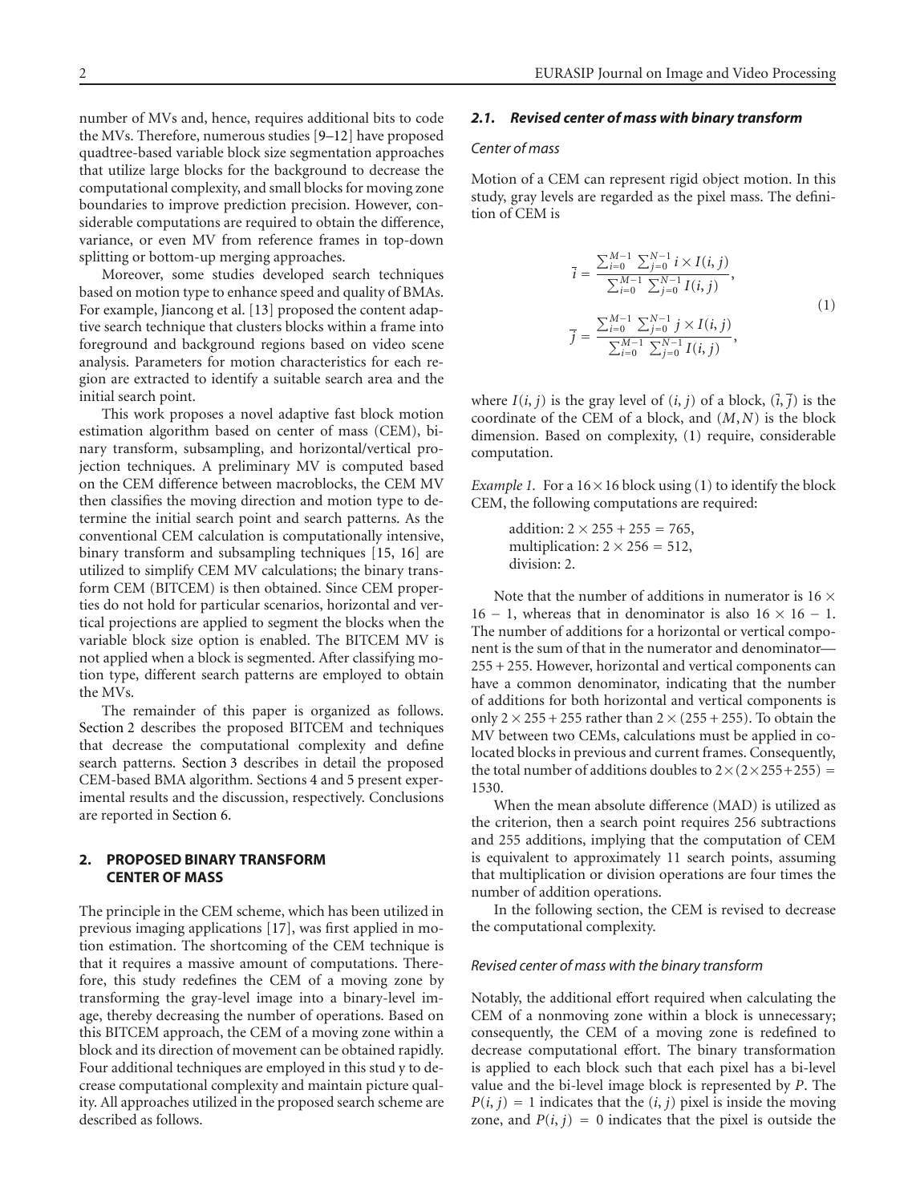number of MVs and, hence, requires additional bits to code the MVs. Therefore, numerous studies [9–12] have proposed quadtree-based variable block size segmentation approaches that utilize large blocks for the background to decrease the computational complexity, and small blocks for moving zone boundaries to improve prediction precision. However, considerable computations are required to obtain the difference, variance, or even MV from reference frames in top-down splitting or bottom-up merging approaches.

Moreover, some studies developed search techniques based on motion type to enhance speed and quality of BMAs. For example, Jiancong et al. [13] proposed the content adaptive search technique that clusters blocks within a frame into foreground and background regions based on video scene analysis. Parameters for motion characteristics for each region are extracted to identify a suitable search area and the initial search point.

This work proposes a novel adaptive fast block motion estimation algorithm based on center of mass (CEM), binary transform, subsampling, and horizontal/vertical projection techniques. A preliminary MV is computed based on the CEM difference between macroblocks, the CEM MV then classifies the moving direction and motion type to determine the initial search point and search patterns. As the conventional CEM calculation is computationally intensive, binary transform and subsampling techniques [15, 16] are utilized to simplify CEM MV calculations; the binary transform CEM (BITCEM) is then obtained. Since CEM properties do not hold for particular scenarios, horizontal and vertical projections are applied to segment the blocks when the variable block size option is enabled. The BITCEM MV is not applied when a block is segmented. After classifying motion type, different search patterns are employed to obtain the MVs.

The remainder of this paper is organized as follows. Section 2 describes the proposed BITCEM and techniques that decrease the computational complexity and define search patterns. Section 3 describes in detail the proposed CEM-based BMA algorithm. Sections 4 and 5 present experimental results and the discussion, respectively. Conclusions are reported in Section 6.

## 2. PROPOSED BINARY TRANSFORM CENTER OF MASS

The principle in the CEM scheme, which has been utilized in previous imaging applications [17], was first applied in motion estimation. The shortcoming of the CEM technique is that it requires a massive amount of computations. Therefore, this study redefines the CEM of a moving zone by transforming the gray-level image into a binary-level image, thereby decreasing the number of operations. Based on this BITCEM approach, the CEM of a moving zone within a block and its direction of movement can be obtained rapidly. Four additional techniques are employed in this stud y to decrease computational complexity and maintain picture quality. All approaches utilized in the proposed search scheme are described as follows.

### *2.1. Revised center of mass with binary transform*

*Center of mass*

Motion of a CEM can represent rigid object motion. In this study, gray levels are regarded as the pixel mass. The definition of CEM is

$$\bar{i} = \frac{\sum_{i=0}^{M-1}\sum_{j=0}^{N-1} i \times I(i,j)}{\sum_{i=0}^{M-1}\sum_{j=0}^{N-1} I(i,j)},$$
$$\bar{j} = \frac{\sum_{i=0}^{M-1}\sum_{j=0}^{N-1} j \times I(i,j)}{\sum_{i=0}^{M-1}\sum_{j=0}^{N-1} I(i,j)}, \tag{1}$$

where $I(i, j)$ is the gray level of $(i, j)$ of a block, $(\bar{i}, \bar{j})$ is the coordinate of the CEM of a block, and $(M, N)$ is the block dimension. Based on complexity, (1) require, considerable computation.

*Example 1.* For a $16 \times 16$ block using (1) to identify the block CEM, the following computations are required:

addition: $2 \times 255 + 255 = 765$,
multiplication: $2 \times 256 = 512$,
division: 2.

Note that the number of additions in numerator is $16 \times 16 - 1$, whereas that in denominator is also $16 \times 16 - 1$. The number of additions for a horizontal or vertical component is the sum of that in the numerator and denominator—$255 + 255$. However, horizontal and vertical components can have a common denominator, indicating that the number of additions for both horizontal and vertical components is only $2 \times 255 + 255$ rather than $2 \times (255 + 255)$. To obtain the MV between two CEMs, calculations must be applied in co-located blocks in previous and current frames. Consequently, the total number of additions doubles to $2 \times (2 \times 255 + 255) = 1530$.

When the mean absolute difference (MAD) is utilized as the criterion, then a search point requires 256 subtractions and 255 additions, implying that the computation of CEM is equivalent to approximately 11 search points, assuming that multiplication or division operations are four times the number of addition operations.

In the following section, the CEM is revised to decrease the computational complexity.

*Revised center of mass with the binary transform*

Notably, the additional effort required when calculating the CEM of a nonmoving zone within a block is unnecessary; consequently, the CEM of a moving zone is redefined to decrease computational effort. The binary transformation is applied to each block such that each pixel has a bi-level value and the bi-level image block is represented by $P$. The $P(i, j) = 1$ indicates that the $(i, j)$ pixel is inside the moving zone, and $P(i, j) = 0$ indicates that the pixel is outside the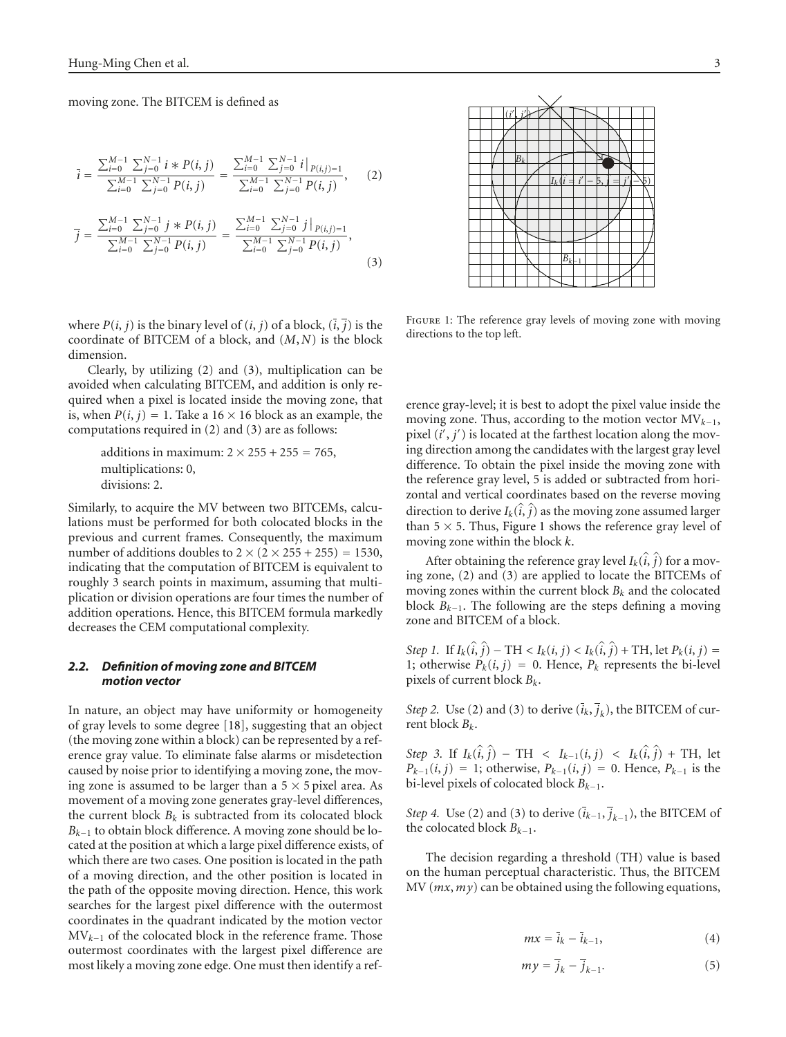moving zone. The BITCEM is defined as

$$\bar{i} = \frac{\sum_{i=0}^{M-1}\sum_{j=0}^{N-1} i * P(i,j)}{\sum_{i=0}^{M-1}\sum_{j=0}^{N-1} P(i,j)} = \frac{\sum_{i=0}^{M-1}\sum_{j=0}^{N-1} i\,|_{P(i,j)=1}}{\sum_{i=0}^{M-1}\sum_{j=0}^{N-1} P(i,j)}, \quad (2)$$

$$\bar{j} = \frac{\sum_{i=0}^{M-1}\sum_{j=0}^{N-1} j * P(i,j)}{\sum_{i=0}^{M-1}\sum_{j=0}^{N-1} P(i,j)} = \frac{\sum_{i=0}^{M-1}\sum_{j=0}^{N-1} j\,|_{P(i,j)=1}}{\sum_{i=0}^{M-1}\sum_{j=0}^{N-1} P(i,j)}, \quad (3)$$

where $P(i,j)$ is the binary level of $(i,j)$ of a block, $(\bar{i},\bar{j})$ is the coordinate of BITCEM of a block, and $(M,N)$ is the block dimension.

Clearly, by utilizing (2) and (3), multiplication can be avoided when calculating BITCEM, and addition is only required when a pixel is located inside the moving zone, that is, when $P(i,j) = 1$. Take a $16 \times 16$ block as an example, the computations required in (2) and (3) are as follows:

additions in maximum: $2 \times 255 + 255 = 765$,
multiplications: 0,
divisions: 2.

Similarly, to acquire the MV between two BITCEMs, calculations must be performed for both colocated blocks in the previous and current frames. Consequently, the maximum number of additions doubles to $2 \times (2 \times 255 + 255) = 1530$, indicating that the computation of BITCEM is equivalent to roughly 3 search points in maximum, assuming that multiplication or division operations are four times the number of addition operations. Hence, this BITCEM formula markedly decreases the CEM computational complexity.

### 2.2. Definition of moving zone and BITCEM motion vector

In nature, an object may have uniformity or homogeneity of gray levels to some degree [18], suggesting that an object (the moving zone within a block) can be represented by a reference gray value. To eliminate false alarms or misdetection caused by noise prior to identifying a moving zone, the moving zone is assumed to be larger than a $5 \times 5$ pixel area. As movement of a moving zone generates gray-level differences, the current block $B_k$ is subtracted from its colocated block $B_{k-1}$ to obtain block difference. A moving zone should be located at the position at which a large pixel difference exists, of which there are two cases. One position is located in the path of a moving direction, and the other position is located in the path of the opposite moving direction. Hence, this work searches for the largest pixel difference with the outermost coordinates in the quadrant indicated by the motion vector $MV_{k-1}$ of the colocated block in the reference frame. Those outermost coordinates with the largest pixel difference are most likely a moving zone edge. One must then identify a reference gray-level; it is best to adopt the pixel value inside the moving zone. Thus, according to the motion vector $MV_{k-1}$, pixel $(i', j')$ is located at the farthest location along the moving direction among the candidates with the largest gray level difference. To obtain the pixel inside the moving zone with the reference gray level, 5 is added or subtracted from horizontal and vertical coordinates based on the reverse moving direction to derive $I_k(\hat{i},\hat{j})$ as the moving zone assumed larger than $5 \times 5$. Thus, Figure 1 shows the reference gray level of moving zone within the block $k$.

Figure 1: The reference gray levels of moving zone with moving directions to the top left.

After obtaining the reference gray level $I_k(\hat{i},\hat{j})$ for a moving zone, (2) and (3) are applied to locate the BITCEMs of moving zones within the current block $B_k$ and the colocated block $B_{k-1}$. The following are the steps defining a moving zone and BITCEM of a block.

*Step 1.* If $I_k(\hat{i},\hat{j}) - \mathrm{TH} < I_k(i,j) < I_k(\hat{i},\hat{j}) + \mathrm{TH}$, let $P_k(i,j) = 1$; otherwise $P_k(i,j) = 0$. Hence, $P_k$ represents the bi-level pixels of current block $B_k$.

*Step 2.* Use (2) and (3) to derive $(\bar{i}_k, \bar{j}_k)$, the BITCEM of current block $B_k$.

*Step 3.* If $I_k(\hat{i},\hat{j}) - \mathrm{TH} < I_{k-1}(i,j) < I_k(\hat{i},\hat{j}) + \mathrm{TH}$, let $P_{k-1}(i,j) = 1$; otherwise, $P_{k-1}(i,j) = 0$. Hence, $P_{k-1}$ is the bi-level pixels of colocated block $B_{k-1}$.

*Step 4.* Use (2) and (3) to derive $(\bar{i}_{k-1}, \bar{j}_{k-1})$, the BITCEM of the colocated block $B_{k-1}$.

The decision regarding a threshold (TH) value is based on the human perceptual characteristic. Thus, the BITCEM MV $(mx, my)$ can be obtained using the following equations,

$$mx = \bar{i}_k - \bar{i}_{k-1}, \quad (4)$$

$$my = \bar{j}_k - \bar{j}_{k-1}. \quad (5)$$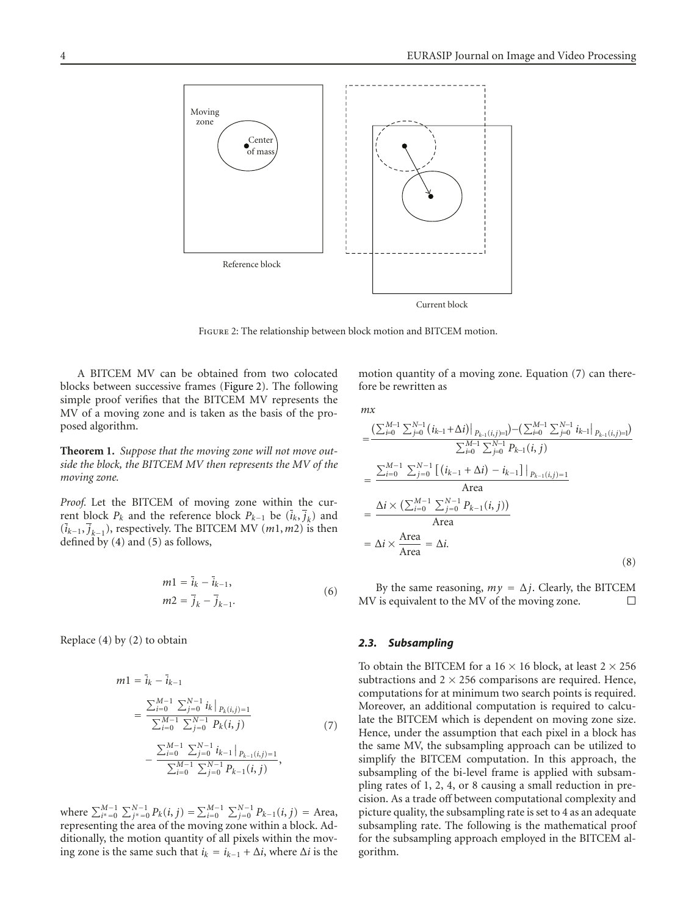Figure 2: The relationship between block motion and BITCEM motion.

A BITCEM MV can be obtained from two colocated blocks between successive frames (Figure 2). The following simple proof verifies that the BITCEM MV represents the MV of a moving zone and is taken as the basis of the proposed algorithm.

**Theorem 1.** *Suppose that the moving zone will not move outside the block, the BITCEM MV then represents the MV of the moving zone.*

*Proof.* Let the BITCEM of moving zone within the current block $P_k$ and the reference block $P_{k-1}$ be $(\bar{i}_k, \bar{j}_k)$ and $(\bar{i}_{k-1}, \bar{j}_{k-1})$, respectively. The BITCEM MV $(m1, m2)$ is then defined by (4) and (5) as follows,

$$
\begin{aligned}
m1 &= \bar{i}_k - \bar{i}_{k-1}, \\
m2 &= \bar{j}_k - \bar{j}_{k-1}.
\end{aligned}
\tag{6}
$$

Replace (4) by (2) to obtain

$$
\begin{aligned}
m1 &= \bar{i}_k - \bar{i}_{k-1} \\
&= \frac{\sum_{i=0}^{M-1} \sum_{j=0}^{N-1} i_k \big|_{P_k(i,j)=1}}{\sum_{i=0}^{M-1} \sum_{j=0}^{N-1} P_k(i,j)} \\
&\quad - \frac{\sum_{i=0}^{M-1} \sum_{j=0}^{N-1} i_{k-1} \big|_{P_{k-1}(i,j)=1}}{\sum_{i=0}^{M-1} \sum_{j=0}^{N-1} P_{k-1}(i,j)},
\end{aligned}
\tag{7}
$$

where $\sum_{i^*=0}^{M-1} \sum_{j^*=0}^{N-1} P_k(i,j) = \sum_{i=0}^{M-1} \sum_{j=0}^{N-1} P_{k-1}(i,j) = \text{Area}$, representing the area of the moving zone within a block. Additionally, the motion quantity of all pixels within the moving zone is the same such that $i_k = i_{k-1} + \Delta i$, where $\Delta i$ is the motion quantity of a moving zone. Equation (7) can therefore be rewritten as

$$
\begin{aligned}
mx &= \frac{\left(\sum_{i=0}^{M-1} \sum_{j=0}^{N-1} (i_{k-1} + \Delta i) \big|_{P_{k-1}(i,j)=1}\right) - \left(\sum_{i=0}^{M-1} \sum_{j=0}^{N-1} i_{k-1} \big|_{P_{k-1}(i,j)=1}\right)}{\sum_{i=0}^{M-1} \sum_{j=0}^{N-1} P_{k-1}(i,j)} \\
&= \frac{\sum_{i=0}^{M-1} \sum_{j=0}^{N-1} \left[ (i_{k-1} + \Delta i) - i_{k-1} \right] \big|_{P_{k-1}(i,j)=1}}{\text{Area}} \\
&= \frac{\Delta i \times \left(\sum_{i=0}^{M-1} \sum_{j=0}^{N-1} P_{k-1}(i,j)\right)}{\text{Area}} \\
&= \Delta i \times \frac{\text{Area}}{\text{Area}} = \Delta i.
\end{aligned}
\tag{8}
$$

By the same reasoning, $my = \Delta j$. Clearly, the BITCEM MV is equivalent to the MV of the moving zone. □

### 2.3. Subsampling

To obtain the BITCEM for a $16 \times 16$ block, at least $2 \times 256$ subtractions and $2 \times 256$ comparisons are required. Hence, computations for at minimum two search points is required. Moreover, an additional computation is required to calculate the BITCEM which is dependent on moving zone size. Hence, under the assumption that each pixel in a block has the same MV, the subsampling approach can be utilized to simplify the BITCEM computation. In this approach, the subsampling of the bi-level frame is applied with subsampling rates of 1, 2, 4, or 8 causing a small reduction in precision. As a trade off between computational complexity and picture quality, the subsampling rate is set to 4 as an adequate subsampling rate. The following is the mathematical proof for the subsampling approach employed in the BITCEM algorithm.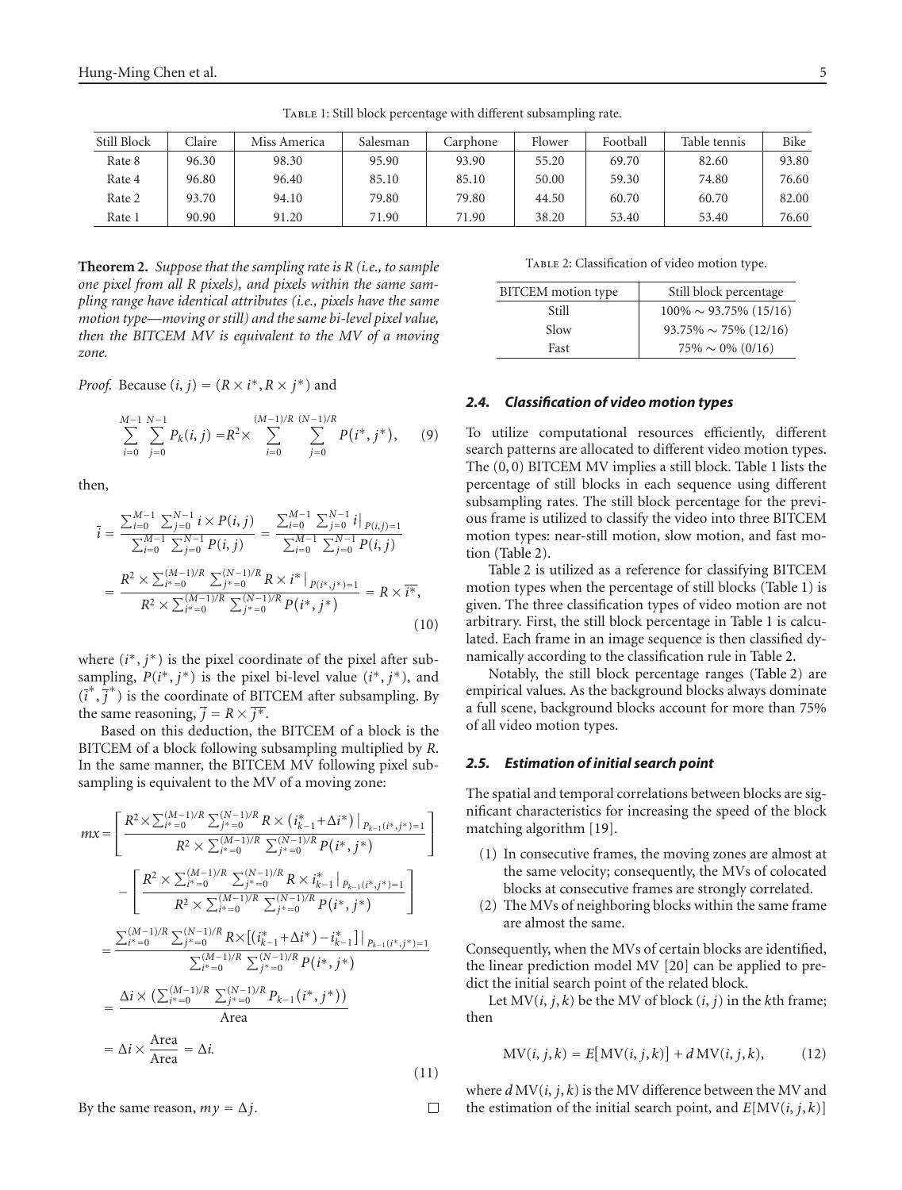Table 1: Still block percentage with different subsampling rate.

| Still Block | Claire | Miss America | Salesman | Carphone | Flower | Football | Table tennis | Bike |
|---|---|---|---|---|---|---|---|---|
| Rate 8 | 96.30 | 98.30 | 95.90 | 93.90 | 55.20 | 69.70 | 82.60 | 93.80 |
| Rate 4 | 96.80 | 96.40 | 85.10 | 85.10 | 50.00 | 59.30 | 74.80 | 76.60 |
| Rate 2 | 93.70 | 94.10 | 79.80 | 79.80 | 44.50 | 60.70 | 60.70 | 82.00 |
| Rate 1 | 90.90 | 91.20 | 71.90 | 71.90 | 38.20 | 53.40 | 53.40 | 76.60 |

**Theorem 2.** *Suppose that the sampling rate is R (i.e., to sample one pixel from all R pixels), and pixels within the same sampling range have identical attributes (i.e., pixels have the same motion type—moving or still) and the same bi-level pixel value, then the BITCEM MV is equivalent to the MV of a moving zone.*

*Proof.* Because $(i, j) = (R \times i^*, R \times j^*)$ and

$$\sum_{i=0}^{M-1}\sum_{j=0}^{N-1} P_k(i,j) = R^2 \times \sum_{i=0}^{(M-1)/R}\sum_{j=0}^{(N-1)/R} P(i^*, j^*), \quad (9)$$

then,

$$\begin{aligned}\bar{i} &= \frac{\sum_{i=0}^{M-1}\sum_{j=0}^{N-1} i \times P(i,j)}{\sum_{i=0}^{M-1}\sum_{j=0}^{N-1} P(i,j)} = \frac{\sum_{i=0}^{M-1}\sum_{j=0}^{N-1} i|_{P(i,j)=1}}{\sum_{i=0}^{M-1}\sum_{j=0}^{N-1} P(i,j)} \\ &= \frac{R^2 \times \sum_{i^*=0}^{(M-1)/R}\sum_{j^*=0}^{(N-1)/R} R \times i^*|_{P(i^*,j^*)=1}}{R^2 \times \sum_{i^*=0}^{(M-1)/R}\sum_{j^*=0}^{(N-1)/R} P(i^*, j^*)} = R \times \overline{i^*},\end{aligned} \quad (10)$$

where $(i^*, j^*)$ is the pixel coordinate of the pixel after subsampling, $P(i^*, j^*)$ is the pixel bi-level value $(i^*, j^*)$, and $(\bar{i}^*, \bar{j}^*)$ is the coordinate of BITCEM after subsampling. By the same reasoning, $\bar{j} = R \times \overline{j^*}$.

Based on this deduction, the BITCEM of a block is the BITCEM of a block following subsampling multiplied by $R$. In the same manner, the BITCEM MV following pixel subsampling is equivalent to the MV of a moving zone:

$$\begin{aligned} mx &= \left[\frac{R^2 \times \sum_{i^*=0}^{(M-1)/R}\sum_{j^*=0}^{(N-1)/R} R \times (i^*_{k-1} + \Delta i^*)|_{P_{k-1}(i^*,j^*)=1}}{R^2 \times \sum_{i^*=0}^{(M-1)/R}\sum_{j^*=0}^{(N-1)/R} P(i^*, j^*)}\right] \\ &\quad - \left[\frac{R^2 \times \sum_{i^*=0}^{(M-1)/R}\sum_{j^*=0}^{(N-1)/R} R \times i^*_{k-1}|_{P_{k-1}(i^*,j^*)=1}}{R^2 \times \sum_{i^*=0}^{(M-1)/R}\sum_{j^*=0}^{(N-1)/R} P(i^*, j^*)}\right] \\ &= \frac{\sum_{i^*=0}^{(M-1)/R}\sum_{j^*=0}^{(N-1)/R} R \times [(i^*_{k-1} + \Delta i^*) - i^*_{k-1}]|_{P_{k-1}(i^*,j^*)=1}}{\sum_{i^*=0}^{(M-1)/R}\sum_{j^*=0}^{(N-1)/R} P(i^*, j^*)} \\ &= \frac{\Delta i \times \left(\sum_{i^*=0}^{(M-1)/R}\sum_{j^*=0}^{(N-1)/R} P_{k-1}(i^*, j^*)\right)}{\text{Area}} \\ &= \Delta i \times \frac{\text{Area}}{\text{Area}} = \Delta i. \end{aligned} \quad (11)$$

By the same reason, $my = \Delta j$. □

Table 2: Classification of video motion type.

| BITCEM motion type | Still block percentage |
|---|---|
| Still | 100% ∼ 93.75% (15/16) |
| Slow | 93.75% ∼ 75% (12/16) |
| Fast | 75% ∼ 0% (0/16) |

### *2.4. Classification of video motion types*

To utilize computational resources efficiently, different search patterns are allocated to different video motion types. The (0, 0) BITCEM MV implies a still block. Table 1 lists the percentage of still blocks in each sequence using different subsampling rates. The still block percentage for the previous frame is utilized to classify the video into three BITCEM motion types: near-still motion, slow motion, and fast motion (Table 2).

Table 2 is utilized as a reference for classifying BITCEM motion types when the percentage of still blocks (Table 1) is given. The three classification types of video motion are not arbitrary. First, the still block percentage in Table 1 is calculated. Each frame in an image sequence is then classified dynamically according to the classification rule in Table 2.

Notably, the still block percentage ranges (Table 2) are empirical values. As the background blocks always dominate a full scene, background blocks account for more than 75% of all video motion types.

### *2.5. Estimation of initial search point*

The spatial and temporal correlations between blocks are significant characteristics for increasing the speed of the block matching algorithm [19].

(1) In consecutive frames, the moving zones are almost at the same velocity; consequently, the MVs of colocated blocks at consecutive frames are strongly correlated.
(2) The MVs of neighboring blocks within the same frame are almost the same.

Consequently, when the MVs of certain blocks are identified, the linear prediction model MV [20] can be applied to predict the initial search point of the related block.

Let $\text{MV}(i, j, k)$ be the MV of block $(i, j)$ in the $k$th frame; then

$$\text{MV}(i, j, k) = E[\text{MV}(i, j, k)] + d\,\text{MV}(i, j, k), \quad (12)$$

where $d\,\text{MV}(i, j, k)$ is the MV difference between the MV and the estimation of the initial search point, and $E[\text{MV}(i, j, k)]$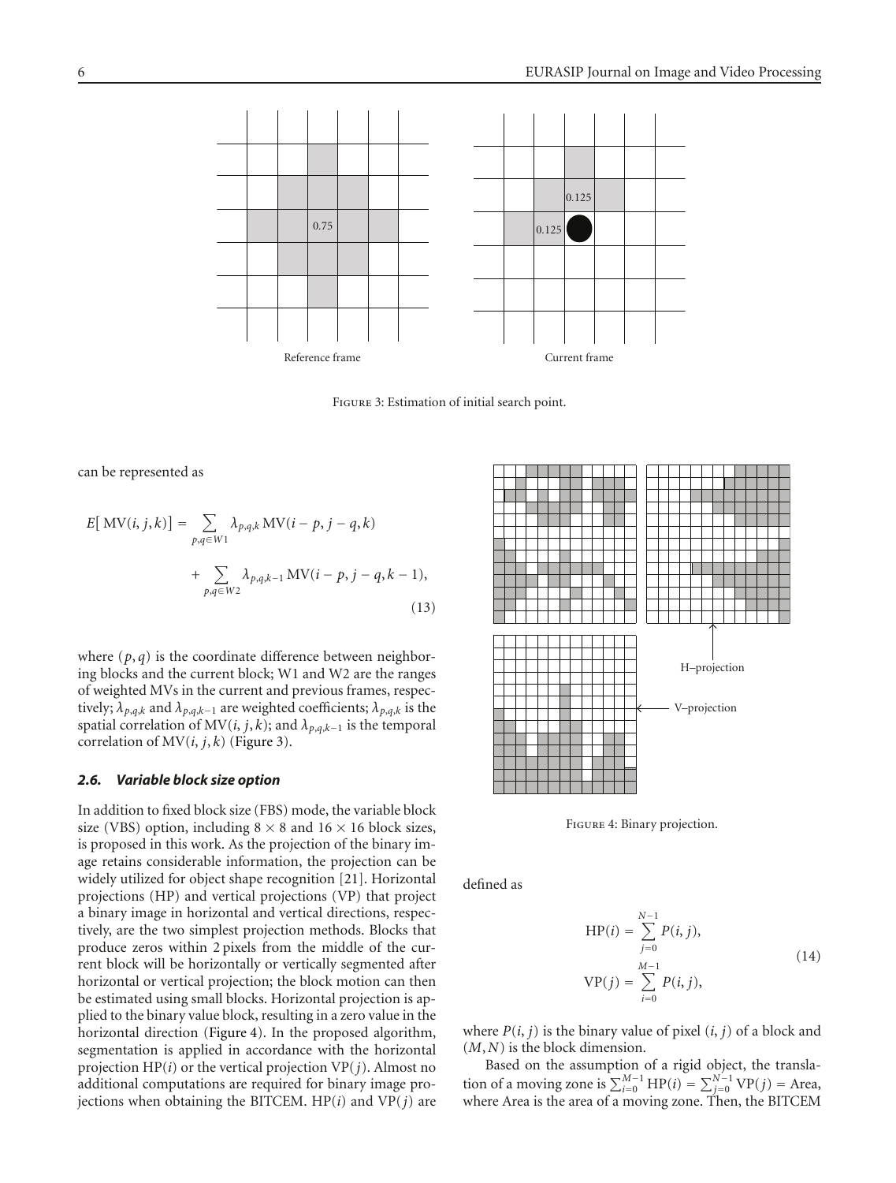Figure 3: Estimation of initial search point.

can be represented as

$$E[\text{MV}(i,j,k)] = \sum_{p,q\in W1} \lambda_{p,q,k}\,\text{MV}(i-p,j-q,k) + \sum_{p,q\in W2} \lambda_{p,q,k-1}\,\text{MV}(i-p,j-q,k-1), \tag{13}$$

where $(p,q)$ is the coordinate difference between neighboring blocks and the current block; W1 and W2 are the ranges of weighted MVs in the current and previous frames, respectively; $\lambda_{p,q,k}$ and $\lambda_{p,q,k-1}$ are weighted coefficients; $\lambda_{p,q,k}$ is the spatial correlation of $\text{MV}(i,j,k)$; and $\lambda_{p,q,k-1}$ is the temporal correlation of $\text{MV}(i,j,k)$ (Figure 3).

### *2.6. Variable block size option*

In addition to fixed block size (FBS) mode, the variable block size (VBS) option, including $8\times 8$ and $16\times 16$ block sizes, is proposed in this work. As the projection of the binary image retains considerable information, the projection can be widely utilized for object shape recognition [21]. Horizontal projections (HP) and vertical projections (VP) that project a binary image in horizontal and vertical directions, respectively, are the two simplest projection methods. Blocks that produce zeros within 2 pixels from the middle of the current block will be horizontally or vertically segmented after horizontal or vertical projection; the block motion can then be estimated using small blocks. Horizontal projection is applied to the binary value block, resulting in a zero value in the horizontal direction (Figure 4). In the proposed algorithm, segmentation is applied in accordance with the horizontal projection $\text{HP}(i)$ or the vertical projection $\text{VP}(j)$. Almost no additional computations are required for binary image projections when obtaining the BITCEM. $\text{HP}(i)$ and $\text{VP}(j)$ are defined as

Figure 4: Binary projection.

$$\text{HP}(i) = \sum_{j=0}^{N-1} P(i,j), \qquad \text{VP}(j) = \sum_{i=0}^{M-1} P(i,j), \tag{14}$$

where $P(i,j)$ is the binary value of pixel $(i,j)$ of a block and $(M,N)$ is the block dimension.

Based on the assumption of a rigid object, the translation of a moving zone is $\sum_{i=0}^{M-1}\text{HP}(i) = \sum_{j=0}^{N-1}\text{VP}(j) = \text{Area}$, where Area is the area of a moving zone. Then, the BITCEM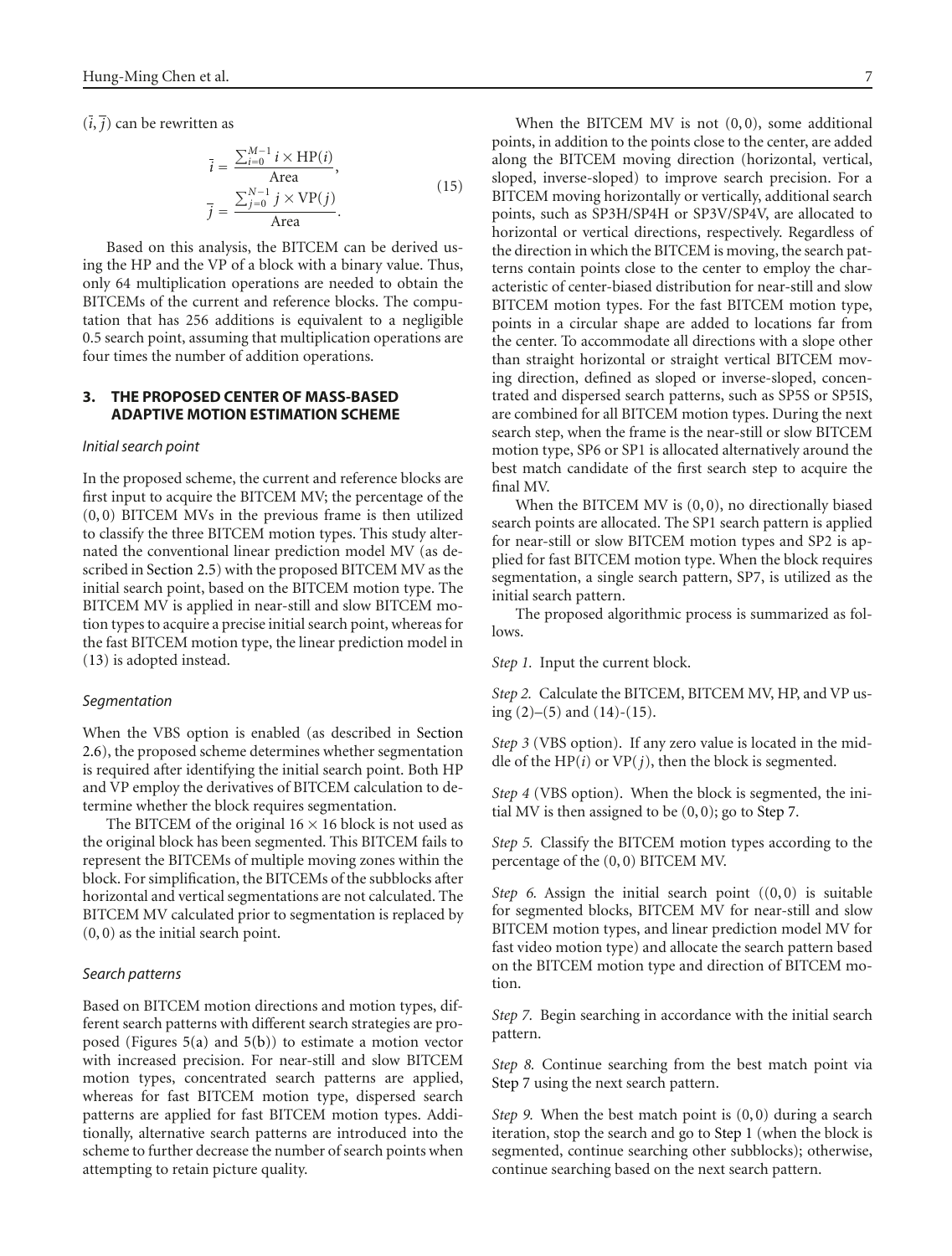$(\bar{i}, \bar{j})$ can be rewritten as

$$\bar{i} = \frac{\sum_{i=0}^{M-1} i \times \text{HP}(i)}{\text{Area}},$$
$$\bar{j} = \frac{\sum_{j=0}^{N-1} j \times \text{VP}(j)}{\text{Area}}. \tag{15}$$

Based on this analysis, the BITCEM can be derived using the HP and the VP of a block with a binary value. Thus, only 64 multiplication operations are needed to obtain the BITCEMs of the current and reference blocks. The computation that has 256 additions is equivalent to a negligible 0.5 search point, assuming that multiplication operations are four times the number of addition operations.

## 3. THE PROPOSED CENTER OF MASS-BASED ADAPTIVE MOTION ESTIMATION SCHEME

### *Initial search point*

In the proposed scheme, the current and reference blocks are first input to acquire the BITCEM MV; the percentage of the $(0, 0)$ BITCEM MVs in the previous frame is then utilized to classify the three BITCEM motion types. This study alternated the conventional linear prediction model MV (as described in Section 2.5) with the proposed BITCEM MV as the initial search point, based on the BITCEM motion type. The BITCEM MV is applied in near-still and slow BITCEM motion types to acquire a precise initial search point, whereas for the fast BITCEM motion type, the linear prediction model in (13) is adopted instead.

### *Segmentation*

When the VBS option is enabled (as described in Section 2.6), the proposed scheme determines whether segmentation is required after identifying the initial search point. Both HP and VP employ the derivatives of BITCEM calculation to determine whether the block requires segmentation.

The BITCEM of the original $16 \times 16$ block is not used as the original block has been segmented. This BITCEM fails to represent the BITCEMs of multiple moving zones within the block. For simplification, the BITCEMs of the subblocks after horizontal and vertical segmentations are not calculated. The BITCEM MV calculated prior to segmentation is replaced by $(0, 0)$ as the initial search point.

### *Search patterns*

Based on BITCEM motion directions and motion types, different search patterns with different search strategies are proposed (Figures 5(a) and 5(b)) to estimate a motion vector with increased precision. For near-still and slow BITCEM motion types, concentrated search patterns are applied, whereas for fast BITCEM motion type, dispersed search patterns are applied for fast BITCEM motion types. Additionally, alternative search patterns are introduced into the scheme to further decrease the number of search points when attempting to retain picture quality.

When the BITCEM MV is not $(0, 0)$, some additional points, in addition to the points close to the center, are added along the BITCEM moving direction (horizontal, vertical, sloped, inverse-sloped) to improve search precision. For a BITCEM moving horizontally or vertically, additional search points, such as SP3H/SP4H or SP3V/SP4V, are allocated to horizontal or vertical directions, respectively. Regardless of the direction in which the BITCEM is moving, the search patterns contain points close to the center to employ the characteristic of center-biased distribution for near-still and slow BITCEM motion types. For the fast BITCEM motion type, points in a circular shape are added to locations far from the center. To accommodate all directions with a slope other than straight horizontal or straight vertical BITCEM moving direction, defined as sloped or inverse-sloped, concentrated and dispersed search patterns, such as SP5S or SP5IS, are combined for all BITCEM motion types. During the next search step, when the frame is the near-still or slow BITCEM motion type, SP6 or SP1 is allocated alternatively around the best match candidate of the first search step to acquire the final MV.

When the BITCEM MV is $(0, 0)$, no directionally biased search points are allocated. The SP1 search pattern is applied for near-still or slow BITCEM motion types and SP2 is applied for fast BITCEM motion type. When the block requires segmentation, a single search pattern, SP7, is utilized as the initial search pattern.

The proposed algorithmic process is summarized as follows.

*Step 1.* Input the current block.

*Step 2.* Calculate the BITCEM, BITCEM MV, HP, and VP using (2)–(5) and (14)-(15).

*Step 3* (VBS option). If any zero value is located in the middle of the HP($i$) or VP($j$), then the block is segmented.

*Step 4* (VBS option). When the block is segmented, the initial MV is then assigned to be $(0, 0)$; go to Step 7.

*Step 5.* Classify the BITCEM motion types according to the percentage of the $(0, 0)$ BITCEM MV.

*Step 6.* Assign the initial search point ($(0, 0)$ is suitable for segmented blocks, BITCEM MV for near-still and slow BITCEM motion types, and linear prediction model MV for fast video motion type) and allocate the search pattern based on the BITCEM motion type and direction of BITCEM motion.

*Step 7.* Begin searching in accordance with the initial search pattern.

*Step 8.* Continue searching from the best match point via Step 7 using the next search pattern.

*Step 9.* When the best match point is $(0, 0)$ during a search iteration, stop the search and go to Step 1 (when the block is segmented, continue searching other subblocks); otherwise, continue searching based on the next search pattern.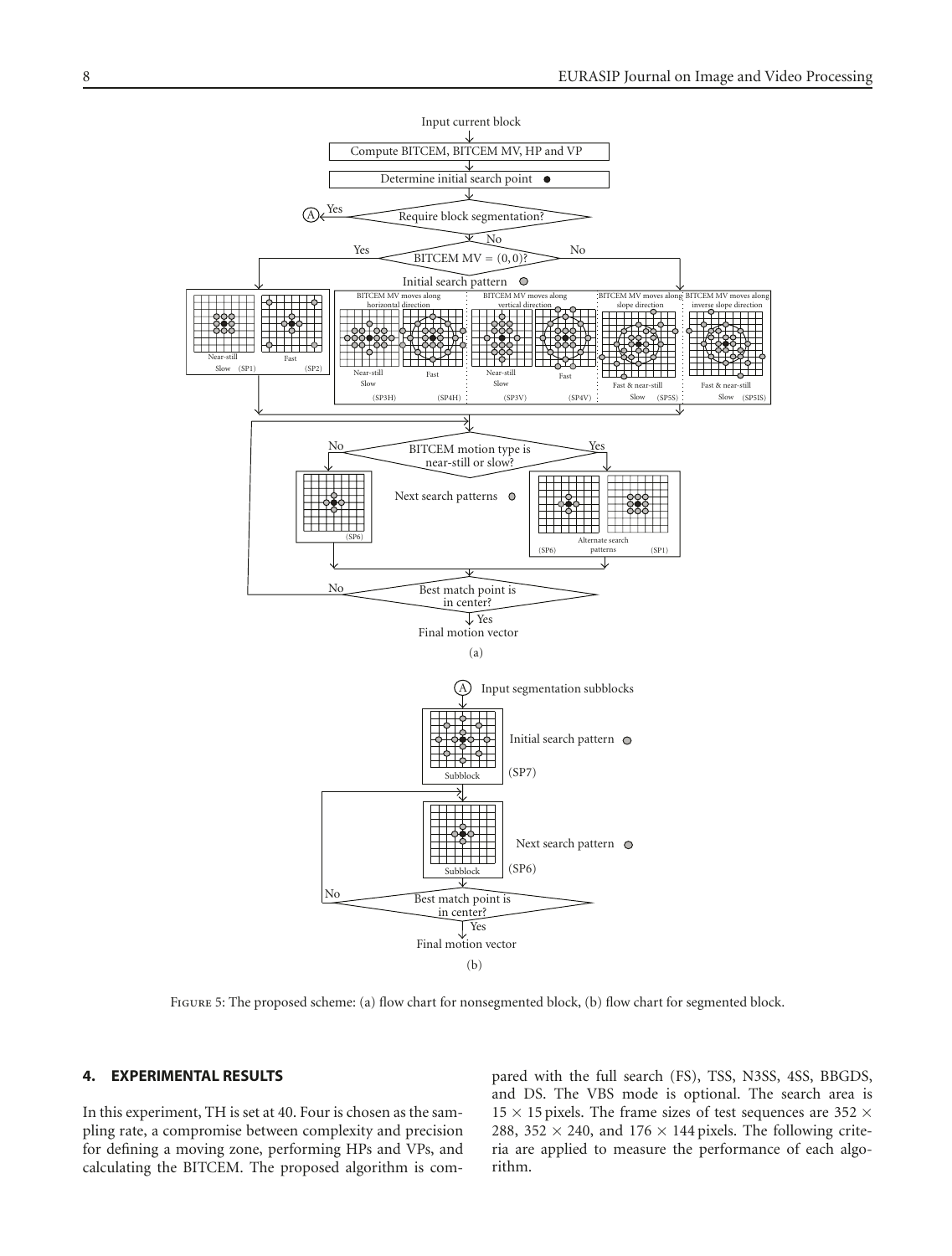Figure 5: The proposed scheme: (a) flow chart for nonsegmented block, (b) flow chart for segmented block.

## 4. EXPERIMENTAL RESULTS

In this experiment, TH is set at 40. Four is chosen as the sampling rate, a compromise between complexity and precision for defining a moving zone, performing HPs and VPs, and calculating the BITCEM. The proposed algorithm is compared with the full search (FS), TSS, N3SS, 4SS, BBGDS, and DS. The VBS mode is optional. The search area is $15 \times 15$ pixels. The frame sizes of test sequences are $352 \times 288$, $352 \times 240$, and $176 \times 144$ pixels. The following criteria are applied to measure the performance of each algorithm.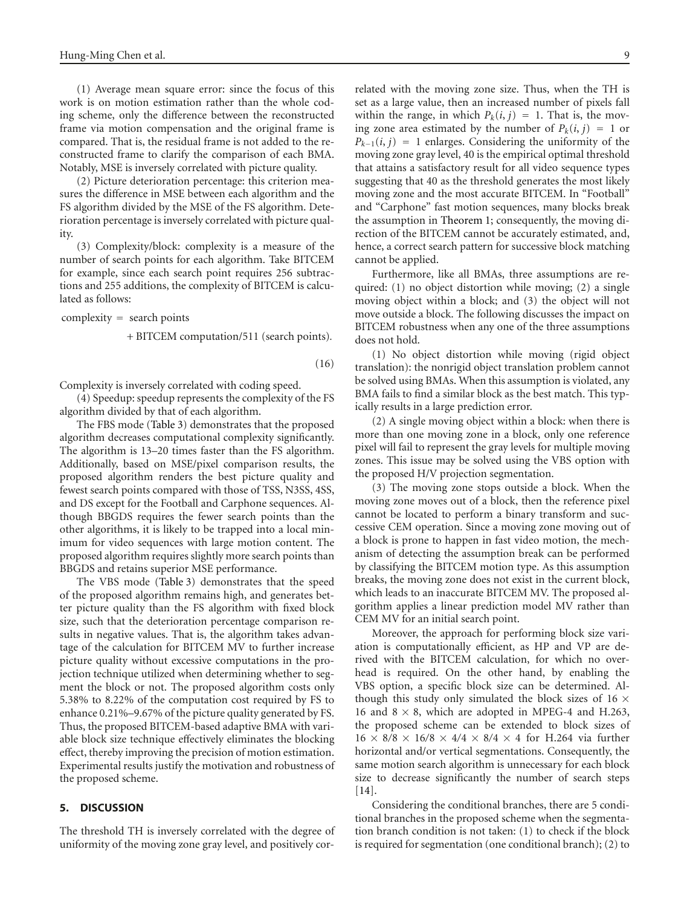(1) Average mean square error: since the focus of this work is on motion estimation rather than the whole coding scheme, only the difference between the reconstructed frame via motion compensation and the original frame is compared. That is, the residual frame is not added to the reconstructed frame to clarify the comparison of each BMA. Notably, MSE is inversely correlated with picture quality.

(2) Picture deterioration percentage: this criterion measures the difference in MSE between each algorithm and the FS algorithm divided by the MSE of the FS algorithm. Deterioration percentage is inversely correlated with picture quality.

(3) Complexity/block: complexity is a measure of the number of search points for each algorithm. Take BITCEM for example, since each search point requires 256 subtractions and 255 additions, the complexity of BITCEM is calculated as follows:

$$\begin{aligned} \text{complexity} = {} & \text{search points} \\ & + \text{BITCEM computation}/511\ (\text{search points}). \end{aligned} \tag{16}$$

Complexity is inversely correlated with coding speed.

(4) Speedup: speedup represents the complexity of the FS algorithm divided by that of each algorithm.

The FBS mode (Table 3) demonstrates that the proposed algorithm decreases computational complexity significantly. The algorithm is 13–20 times faster than the FS algorithm. Additionally, based on MSE/pixel comparison results, the proposed algorithm renders the best picture quality and fewest search points compared with those of TSS, N3SS, 4SS, and DS except for the Football and Carphone sequences. Although BBGDS requires the fewer search points than the other algorithms, it is likely to be trapped into a local minimum for video sequences with large motion content. The proposed algorithm requires slightly more search points than BBGDS and retains superior MSE performance.

The VBS mode (Table 3) demonstrates that the speed of the proposed algorithm remains high, and generates better picture quality than the FS algorithm with fixed block size, such that the deterioration percentage comparison results in negative values. That is, the algorithm takes advantage of the calculation for BITCEM MV to further increase picture quality without excessive computations in the projection technique utilized when determining whether to segment the block or not. The proposed algorithm costs only 5.38% to 8.22% of the computation cost required by FS to enhance 0.21%–9.67% of the picture quality generated by FS. Thus, the proposed BITCEM-based adaptive BMA with variable block size technique effectively eliminates the blocking effect, thereby improving the precision of motion estimation. Experimental results justify the motivation and robustness of the proposed scheme.

## 5. DISCUSSION

The threshold TH is inversely correlated with the degree of uniformity of the moving zone gray level, and positively correlated with the moving zone size. Thus, when the TH is set as a large value, then an increased number of pixels fall within the range, in which $P_k(i, j) = 1$. That is, the moving zone area estimated by the number of $P_k(i, j) = 1$ or $P_{k-1}(i, j) = 1$ enlarges. Considering the uniformity of the moving zone gray level, 40 is the empirical optimal threshold that attains a satisfactory result for all video sequence types suggesting that 40 as the threshold generates the most likely moving zone and the most accurate BITCEM. In "Football" and "Carphone" fast motion sequences, many blocks break the assumption in Theorem 1; consequently, the moving direction of the BITCEM cannot be accurately estimated, and, hence, a correct search pattern for successive block matching cannot be applied.

Furthermore, like all BMAs, three assumptions are required: (1) no object distortion while moving; (2) a single moving object within a block; and (3) the object will not move outside a block. The following discusses the impact on BITCEM robustness when any one of the three assumptions does not hold.

(1) No object distortion while moving (rigid object translation): the nonrigid object translation problem cannot be solved using BMAs. When this assumption is violated, any BMA fails to find a similar block as the best match. This typically results in a large prediction error.

(2) A single moving object within a block: when there is more than one moving zone in a block, only one reference pixel will fail to represent the gray levels for multiple moving zones. This issue may be solved using the VBS option with the proposed H/V projection segmentation.

(3) The moving zone stops outside a block. When the moving zone moves out of a block, then the reference pixel cannot be located to perform a binary transform and successive CEM operation. Since a moving zone moving out of a block is prone to happen in fast video motion, the mechanism of detecting the assumption break can be performed by classifying the BITCEM motion type. As this assumption breaks, the moving zone does not exist in the current block, which leads to an inaccurate BITCEM MV. The proposed algorithm applies a linear prediction model MV rather than CEM MV for an initial search point.

Moreover, the approach for performing block size variation is computationally efficient, as HP and VP are derived with the BITCEM calculation, for which no overhead is required. On the other hand, by enabling the VBS option, a specific block size can be determined. Although this study only simulated the block sizes of $16 \times 16$ and $8 \times 8$, which are adopted in MPEG-4 and H.263, the proposed scheme can be extended to block sizes of $16 \times 8/8 \times 16/8 \times 4/4 \times 8/4 \times 4$ for H.264 via further horizontal and/or vertical segmentations. Consequently, the same motion search algorithm is unnecessary for each block size to decrease significantly the number of search steps [14].

Considering the conditional branches, there are 5 conditional branches in the proposed scheme when the segmentation branch condition is not taken: (1) to check if the block is required for segmentation (one conditional branch); (2) to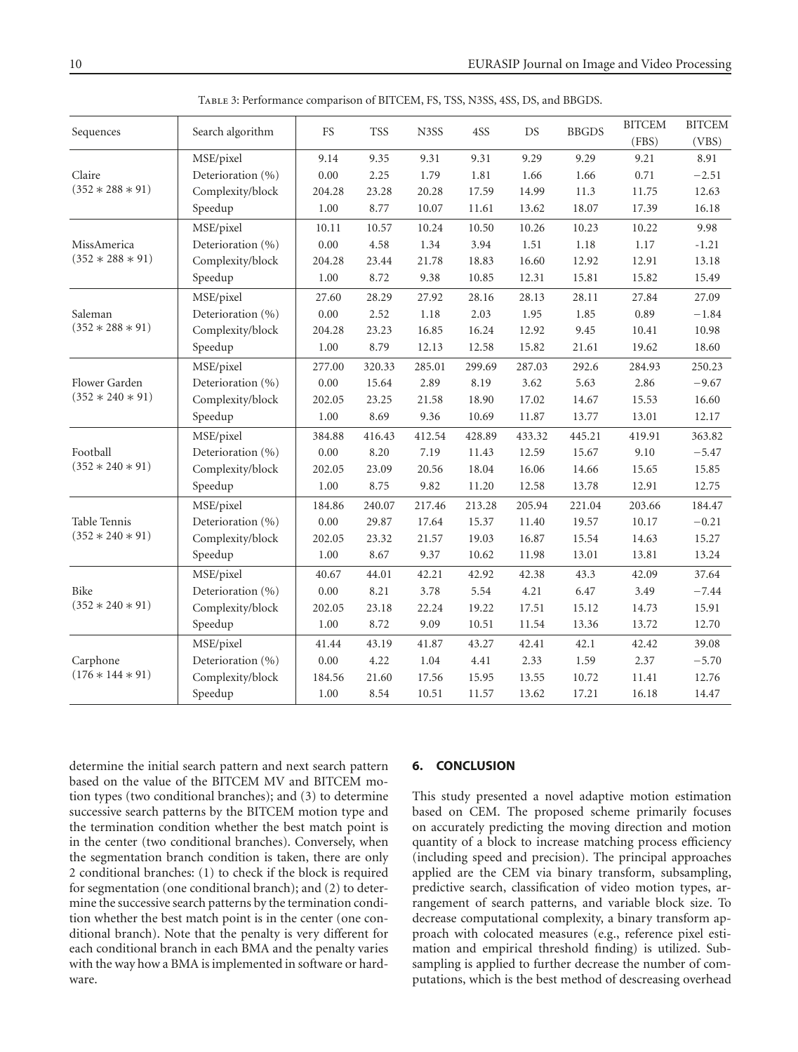Table 3: Performance comparison of BITCEM, FS, TSS, N3SS, 4SS, DS, and BBGDS.

| Sequences | Search algorithm | FS | TSS | N3SS | 4SS | DS | BBGDS | BITCEM (FBS) | BITCEM (VBS) |
|---|---|---|---|---|---|---|---|---|---|
| Claire | MSE/pixel | 9.14 | 9.35 | 9.31 | 9.31 | 9.29 | 9.29 | 9.21 | 8.91 |
| $(352 * 288 * 91)$ | Deterioration (%) | 0.00 | 2.25 | 1.79 | 1.81 | 1.66 | 1.66 | 0.71 | −2.51 |
| | Complexity/block | 204.28 | 23.28 | 20.28 | 17.59 | 14.99 | 11.3 | 11.75 | 12.63 |
| | Speedup | 1.00 | 8.77 | 10.07 | 11.61 | 13.62 | 18.07 | 17.39 | 16.18 |
| MissAmerica | MSE/pixel | 10.11 | 10.57 | 10.24 | 10.50 | 10.26 | 10.23 | 10.22 | 9.98 |
| $(352 * 288 * 91)$ | Deterioration (%) | 0.00 | 4.58 | 1.34 | 3.94 | 1.51 | 1.18 | 1.17 | -1.21 |
| | Complexity/block | 204.28 | 23.44 | 21.78 | 18.83 | 16.60 | 12.92 | 12.91 | 13.18 |
| | Speedup | 1.00 | 8.72 | 9.38 | 10.85 | 12.31 | 15.81 | 15.82 | 15.49 |
| Saleman | MSE/pixel | 27.60 | 28.29 | 27.92 | 28.16 | 28.13 | 28.11 | 27.84 | 27.09 |
| $(352 * 288 * 91)$ | Deterioration (%) | 0.00 | 2.52 | 1.18 | 2.03 | 1.95 | 1.85 | 0.89 | −1.84 |
| | Complexity/block | 204.28 | 23.23 | 16.85 | 16.24 | 12.92 | 9.45 | 10.41 | 10.98 |
| | Speedup | 1.00 | 8.79 | 12.13 | 12.58 | 15.82 | 21.61 | 19.62 | 18.60 |
| Flower Garden | MSE/pixel | 277.00 | 320.33 | 285.01 | 299.69 | 287.03 | 292.6 | 284.93 | 250.23 |
| $(352 * 240 * 91)$ | Deterioration (%) | 0.00 | 15.64 | 2.89 | 8.19 | 3.62 | 5.63 | 2.86 | −9.67 |
| | Complexity/block | 202.05 | 23.25 | 21.58 | 18.90 | 17.02 | 14.67 | 15.53 | 16.60 |
| | Speedup | 1.00 | 8.69 | 9.36 | 10.69 | 11.87 | 13.77 | 13.01 | 12.17 |
| Football | MSE/pixel | 384.88 | 416.43 | 412.54 | 428.89 | 433.32 | 445.21 | 419.91 | 363.82 |
| $(352 * 240 * 91)$ | Deterioration (%) | 0.00 | 8.20 | 7.19 | 11.43 | 12.59 | 15.67 | 9.10 | −5.47 |
| | Complexity/block | 202.05 | 23.09 | 20.56 | 18.04 | 16.06 | 14.66 | 15.65 | 15.85 |
| | Speedup | 1.00 | 8.75 | 9.82 | 11.20 | 12.58 | 13.78 | 12.91 | 12.75 |
| Table Tennis | MSE/pixel | 184.86 | 240.07 | 217.46 | 213.28 | 205.94 | 221.04 | 203.66 | 184.47 |
| $(352 * 240 * 91)$ | Deterioration (%) | 0.00 | 29.87 | 17.64 | 15.37 | 11.40 | 19.57 | 10.17 | −0.21 |
| | Complexity/block | 202.05 | 23.32 | 21.57 | 19.03 | 16.87 | 15.54 | 14.63 | 15.27 |
| | Speedup | 1.00 | 8.67 | 9.37 | 10.62 | 11.98 | 13.01 | 13.81 | 13.24 |
| Bike | MSE/pixel | 40.67 | 44.01 | 42.21 | 42.92 | 42.38 | 43.3 | 42.09 | 37.64 |
| $(352 * 240 * 91)$ | Deterioration (%) | 0.00 | 8.21 | 3.78 | 5.54 | 4.21 | 6.47 | 3.49 | −7.44 |
| | Complexity/block | 202.05 | 23.18 | 22.24 | 19.22 | 17.51 | 15.12 | 14.73 | 15.91 |
| | Speedup | 1.00 | 8.72 | 9.09 | 10.51 | 11.54 | 13.36 | 13.72 | 12.70 |
| Carphone | MSE/pixel | 41.44 | 43.19 | 41.87 | 43.27 | 42.41 | 42.1 | 42.42 | 39.08 |
| $(176 * 144 * 91)$ | Deterioration (%) | 0.00 | 4.22 | 1.04 | 4.41 | 2.33 | 1.59 | 2.37 | −5.70 |
| | Complexity/block | 184.56 | 21.60 | 17.56 | 15.95 | 13.55 | 10.72 | 11.41 | 12.76 |
| | Speedup | 1.00 | 8.54 | 10.51 | 11.57 | 13.62 | 17.21 | 16.18 | 14.47 |

determine the initial search pattern and next search pattern based on the value of the BITCEM MV and BITCEM motion types (two conditional branches); and (3) to determine successive search patterns by the BITCEM motion type and the termination condition whether the best match point is in the center (two conditional branches). Conversely, when the segmentation branch condition is taken, there are only 2 conditional branches: (1) to check if the block is required for segmentation (one conditional branch); and (2) to determine the successive search patterns by the termination condition whether the best match point is in the center (one conditional branch). Note that the penalty is very different for each conditional branch in each BMA and the penalty varies with the way how a BMA is implemented in software or hardware.

## 6. CONCLUSION

This study presented a novel adaptive motion estimation based on CEM. The proposed scheme primarily focuses on accurately predicting the moving direction and motion quantity of a block to increase matching process efficiency (including speed and precision). The principal approaches applied are the CEM via binary transform, subsampling, predictive search, classification of video motion types, arrangement of search patterns, and variable block size. To decrease computational complexity, a binary transform approach with colocated measures (e.g., reference pixel estimation and empirical threshold finding) is utilized. Subsampling is applied to further decrease the number of computations, which is the best method of descreasing overhead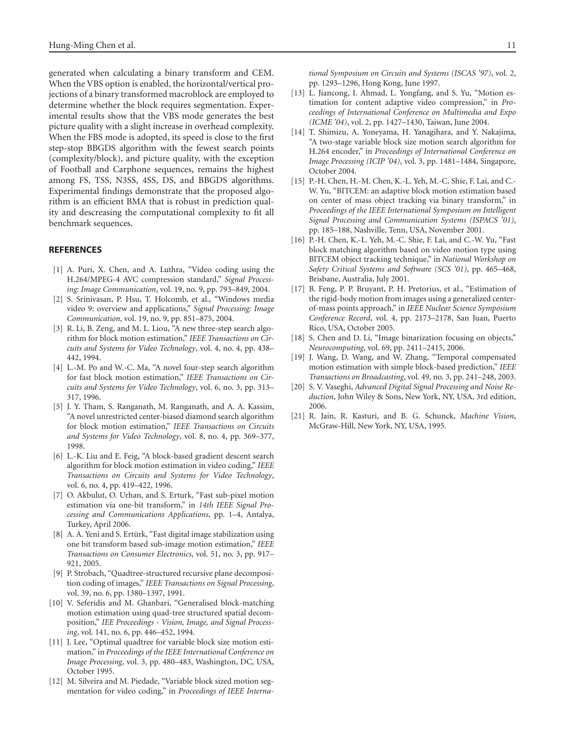generated when calculating a binary transform and CEM. When the VBS option is enabled, the horizontal/vertical projections of a binary transformed macroblock are employed to determine whether the block requires segmentation. Experimental results show that the VBS mode generates the best picture quality with a slight increase in overhead complexity. When the FBS mode is adopted, its speed is close to the first step-stop BBGDS algorithm with the fewest search points (complexity/block), and picture quality, with the exception of Football and Carphone sequences, remains the highest among FS, TSS, N3SS, 4SS, DS, and BBGDS algorithms. Experimental findings demonstrate that the proposed algorithm is an efficient BMA that is robust in prediction quality and descreasing the computational complexity to fit all benchmark sequences.

## REFERENCES

[1] A. Puri, X. Chen, and A. Luthra, "Video coding using the H.264/MPEG-4 AVC compression standard," *Signal Processing: Image Communication*, vol. 19, no. 9, pp. 793–849, 2004.

[2] S. Srinivasan, P. Hsu, T. Holcomb, et al., "Windows media video 9: overview and applications," *Signal Processing: Image Communication*, vol. 19, no. 9, pp. 851–875, 2004.

[3] R. Li, B. Zeng, and M. L. Liou, "A new three-step search algorithm for block motion estimation," *IEEE Transactions on Circuits and Systems for Video Technology*, vol. 4, no. 4, pp. 438–442, 1994.

[4] L.-M. Po and W.-C. Ma, "A novel four-step search algorithm for fast block motion estimation," *IEEE Transactions on Circuits and Systems for Video Technology*, vol. 6, no. 3, pp. 313–317, 1996.

[5] J. Y. Tham, S. Ranganath, M. Ranganath, and A. A. Kassim, "A novel unrestricted center-biased diamond search algorithm for block motion estimation," *IEEE Transactions on Circuits and Systems for Video Technology*, vol. 8, no. 4, pp. 369–377, 1998.

[6] L.-K. Liu and E. Feig, "A block-based gradient descent search algorithm for block motion estimation in video coding," *IEEE Transactions on Circuits and Systems for Video Technology*, vol. 6, no. 4, pp. 419–422, 1996.

[7] O. Akbulut, O. Urhan, and S. Erturk, "Fast sub-pixel motion estimation via one-bit transform," in *14th IEEE Signal Processing and Communications Applications*, pp. 1–4, Antalya, Turkey, April 2006.

[8] A. A. Yeni and S. Ertürk, "Fast digital image stabilization using one bit transform based sub-image motion estimation," *IEEE Transactions on Consumer Electronics*, vol. 51, no. 3, pp. 917–921, 2005.

[9] P. Strobach, "Quadtree-structured recursive plane decomposition coding of images," *IEEE Transactions on Signal Processing*, vol. 39, no. 6, pp. 1380–1397, 1991.

[10] V. Seferidis and M. Ghanbari, "Generalised block-matching motion estimation using quad-tree structured spatial decomposition," *IEE Proceedings - Vision, Image, and Signal Processing*, vol. 141, no. 6, pp. 446–452, 1994.

[11] J. Lee, "Optimal quadtree for variable block size motion estimation," in *Proceedings of the IEEE International Conference on Image Processing*, vol. 3, pp. 480–483, Washington, DC, USA, October 1995.

[12] M. Silveira and M. Piedade, "Variable block sized motion segmentation for video coding," in *Proceedings of IEEE International Symposium on Circuits and Systems (ISCAS '97)*, vol. 2, pp. 1293–1296, Hong Kong, June 1997.

[13] L. Jiancong, I. Ahmad, L. Yongfang, and S. Yu, "Motion estimation for content adaptive video compression," in *Proceedings of International Conference on Multimedia and Expo (ICME '04)*, vol. 2, pp. 1427–1430, Taiwan, June 2004.

[14] T. Shimizu, A. Yoneyama, H. Yanagihara, and Y. Nakajima, "A two-stage variable block size motion search algorithm for H.264 encoder," in *Proceedings of International Conference on Image Processing (ICIP '04)*, vol. 3, pp. 1481–1484, Singapore, October 2004.

[15] P.-H. Chen, H.-M. Chen, K.-L. Yeh, M.-C. Shie, F. Lai, and C.-W. Yu, "BITCEM: an adaptive block motion estimation based on center of mass object tracking via binary transform," in *Proceedings of the IEEE International Symposium on Intelligent Signal Processing and Communication Systems (ISPACS '01)*, pp. 185–188, Nashville, Tenn, USA, November 2001.

[16] P.-H. Chen, K.-L. Yeh, M.-C. Shie, F. Lai, and C.-W. Yu, "Fast block matching algorithm based on video motion type using BITCEM object tracking technique," in *National Workshop on Safety Critical Systems and Software (SCS '01)*, pp. 465–468, Brisbane, Australia, July 2001.

[17] B. Feng, P. P. Bruyant, P. H. Pretorius, et al., "Estimation of the rigid-body motion from images using a generalized center-of-mass points approach," in *IEEE Nuclear Science Symposium Conference Record*, vol. 4, pp. 2173–2178, San Juan, Puerto Rico, USA, October 2005.

[18] S. Chen and D. Li, "Image binarization focusing on objects," *Neurocomputing*, vol. 69, pp. 2411–2415, 2006.

[19] J. Wang, D. Wang, and W. Zhang, "Temporal compensated motion estimation with simple block-based prediction," *IEEE Transactions on Broadcasting*, vol. 49, no. 3, pp. 241–248, 2003.

[20] S. V. Vaseghi, *Advanced Digital Signal Processing and Noise Reduction*, John Wiley & Sons, New York, NY, USA, 3rd edition, 2006.

[21] R. Jain, R. Kasturi, and B. G. Schunck, *Machine Vision*, McGraw-Hill, New York, NY, USA, 1995.